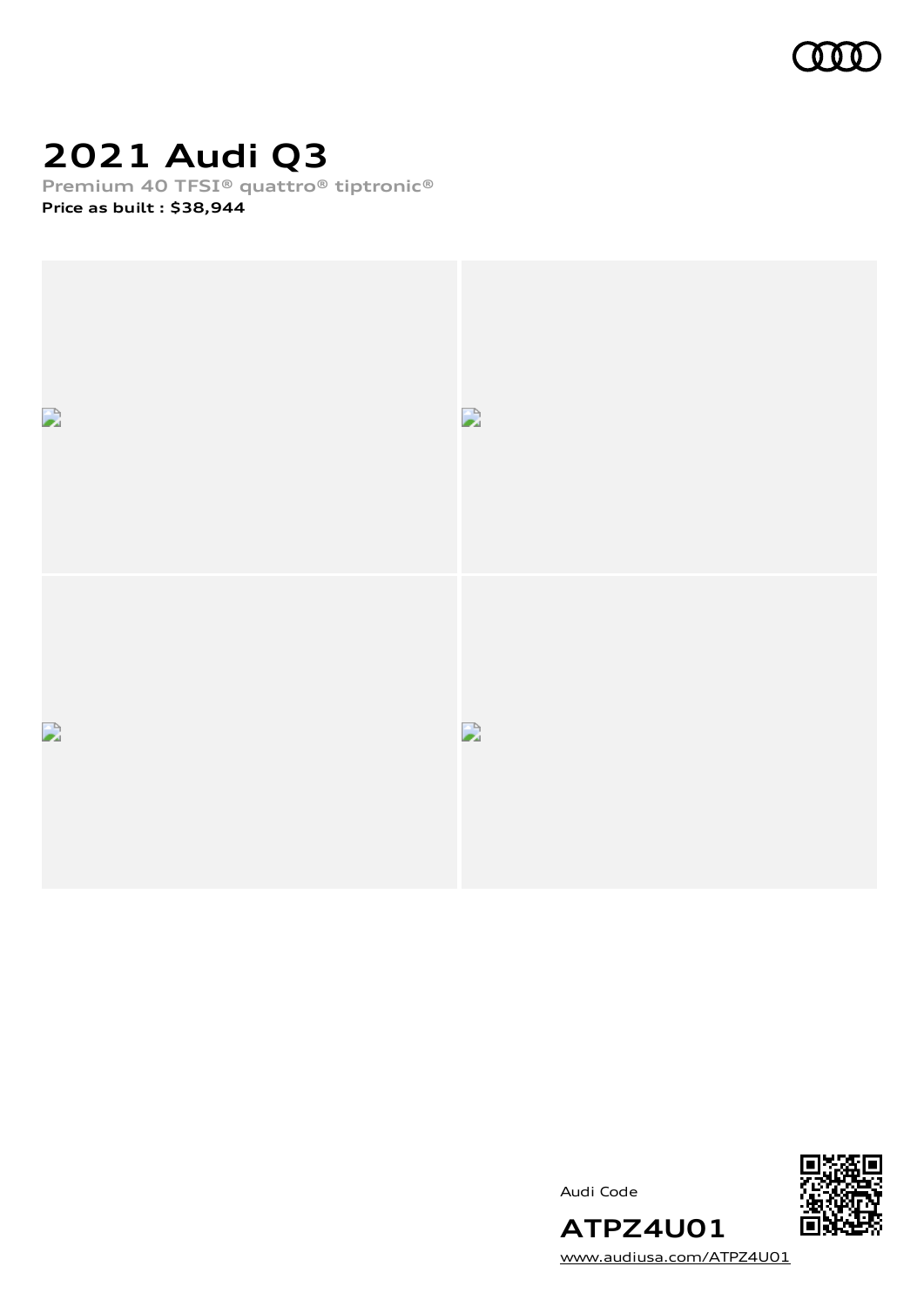# 2021 Audi Q3

**Premium 40 TFSI® quattro® tiptronic®**

**Price as built : $38,944**

Audi Code

**ATPZ4U01**

www.audiusa.com/ATPZ4U01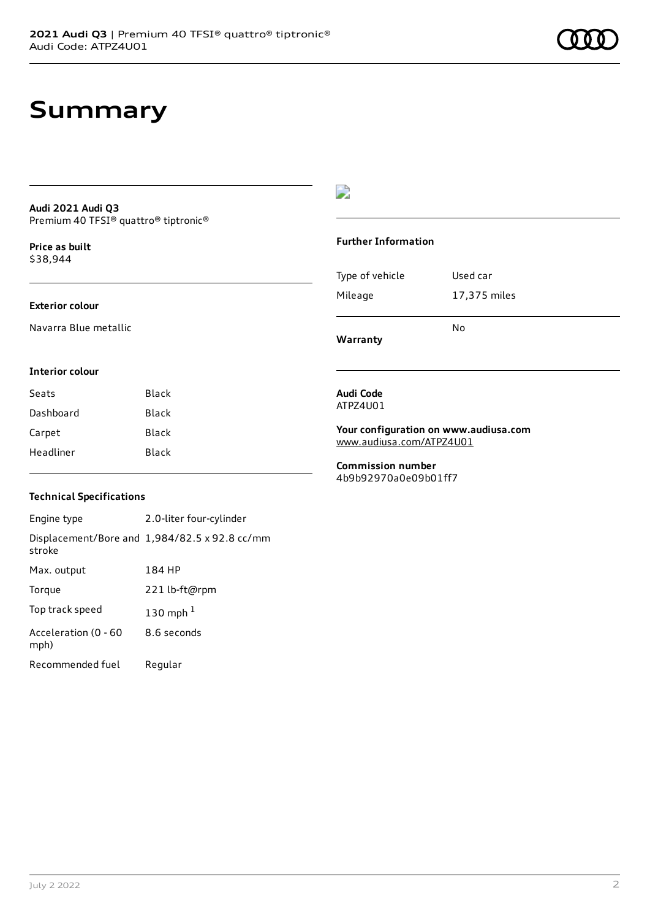# Summary

**Audi 2021 Audi Q3**
Premium 40 TFSI® quattro® tiptronic®

**Price as built**
$38,944

### Exterior colour

Navarra Blue metallic

### Interior colour

| | |
|---|---|
| Seats | Black |
| Dashboard | Black |
| Carpet | Black |
| Headliner | Black |

### Technical Specifications

| | |
|---|---|
| Engine type | 2.0-liter four-cylinder |
| Displacement/Bore and stroke | 1,984/82.5 x 92.8 cc/mm |
| Max. output | 184 HP |
| Torque | 221 lb-ft@rpm |
| Top track speed | 130 mph [1] |
| Acceleration (0 - 60 mph) | 8.6 seconds |
| Recommended fuel | Regular |

### Further Information

| | |
|---|---|
| Type of vehicle | Used car |
| Mileage | 17,375 miles |

**Warranty** No

**Audi Code**
ATPZ4U01

**Your configuration on www.audiusa.com**
www.audiusa.com/ATPZ4U01

**Commission number**
4b9b92970a0e09b01ff7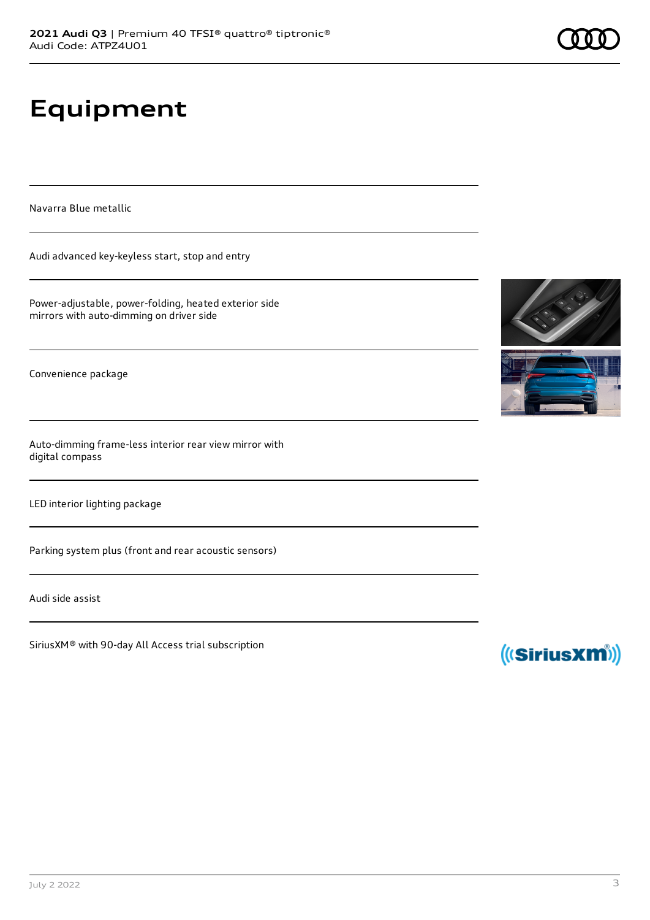# Equipment

Navarra Blue metallic

Audi advanced key-keyless start, stop and entry

Power-adjustable, power-folding, heated exterior side mirrors with auto-dimming on driver side

Convenience package

Auto-dimming frame-less interior rear view mirror with digital compass

LED interior lighting package

Parking system plus (front and rear acoustic sensors)

Audi side assist

SiriusXM® with 90-day All Access trial subscription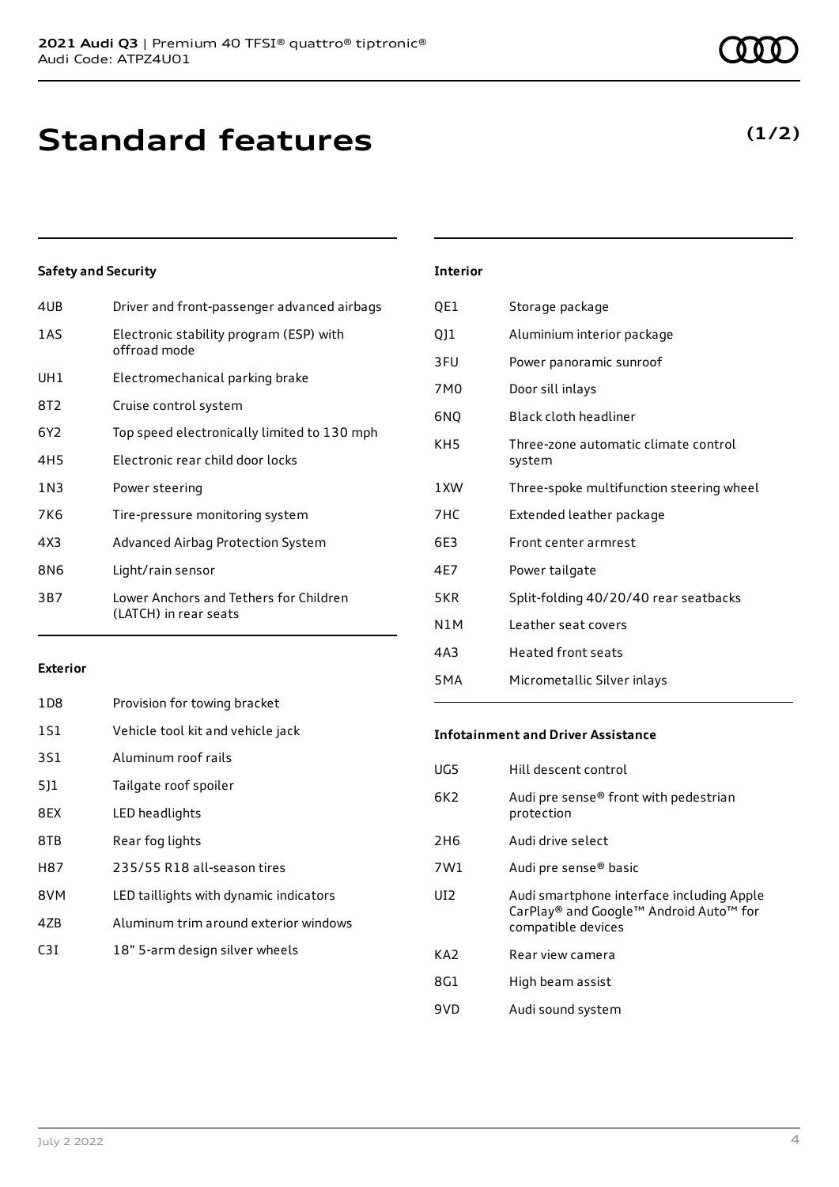# Standard features

**(1/2)**

### Safety and Security

| | |
|---|---|
| 4UB | Driver and front-passenger advanced airbags |
| 1AS | Electronic stability program (ESP) with offroad mode |
| UH1 | Electromechanical parking brake |
| 8T2 | Cruise control system |
| 6Y2 | Top speed electronically limited to 130 mph |
| 4H5 | Electronic rear child door locks |
| 1N3 | Power steering |
| 7K6 | Tire-pressure monitoring system |
| 4X3 | Advanced Airbag Protection System |
| 8N6 | Light/rain sensor |
| 3B7 | Lower Anchors and Tethers for Children (LATCH) in rear seats |

### Exterior

| | |
|---|---|
| 1D8 | Provision for towing bracket |
| 1S1 | Vehicle tool kit and vehicle jack |
| 3S1 | Aluminum roof rails |
| 5J1 | Tailgate roof spoiler |
| 8EX | LED headlights |
| 8TB | Rear fog lights |
| H87 | 235/55 R18 all-season tires |
| 8VM | LED taillights with dynamic indicators |
| 4ZB | Aluminum trim around exterior windows |
| C3I | 18" 5-arm design silver wheels |

### Interior

| | |
|---|---|
| QE1 | Storage package |
| QJ1 | Aluminium interior package |
| 3FU | Power panoramic sunroof |
| 7M0 | Door sill inlays |
| 6NQ | Black cloth headliner |
| KH5 | Three-zone automatic climate control system |
| 1XW | Three-spoke multifunction steering wheel |
| 7HC | Extended leather package |
| 6E3 | Front center armrest |
| 4E7 | Power tailgate |
| 5KR | Split-folding 40/20/40 rear seatbacks |
| N1M | Leather seat covers |
| 4A3 | Heated front seats |
| 5MA | Micrometallic Silver inlays |

### Infotainment and Driver Assistance

| | |
|---|---|
| UG5 | Hill descent control |
| 6K2 | Audi pre sense® front with pedestrian protection |
| 2H6 | Audi drive select |
| 7W1 | Audi pre sense® basic |
| UI2 | Audi smartphone interface including Apple CarPlay® and Google™ Android Auto™ for compatible devices |
| KA2 | Rear view camera |
| 8G1 | High beam assist |
| 9VD | Audi sound system |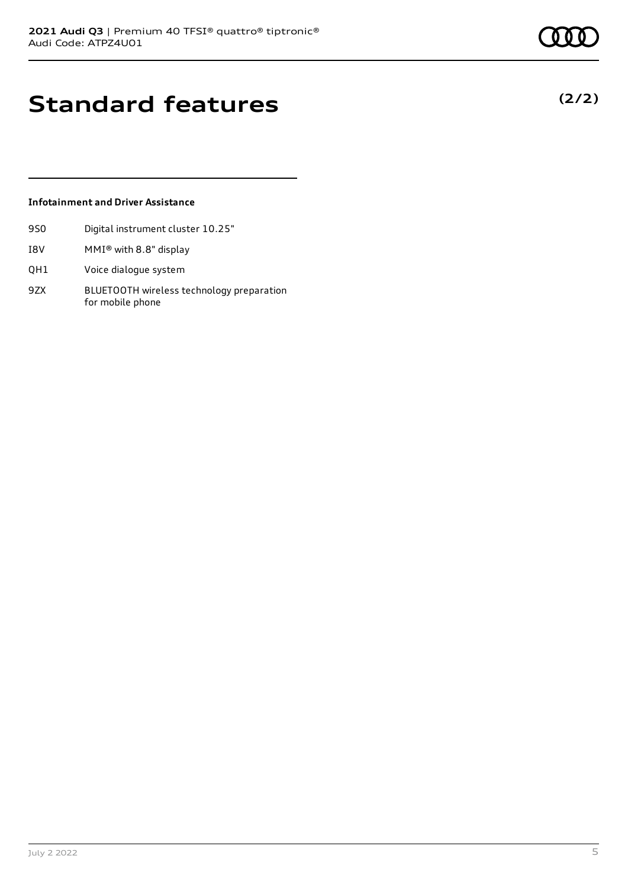# Standard features

**(2/2)**

### Infotainment and Driver Assistance

| | |
|---|---|
| 9S0 | Digital instrument cluster 10.25" |
| I8V | MMI® with 8.8" display |
| QH1 | Voice dialogue system |
| 9ZX | BLUETOOTH wireless technology preparation for mobile phone |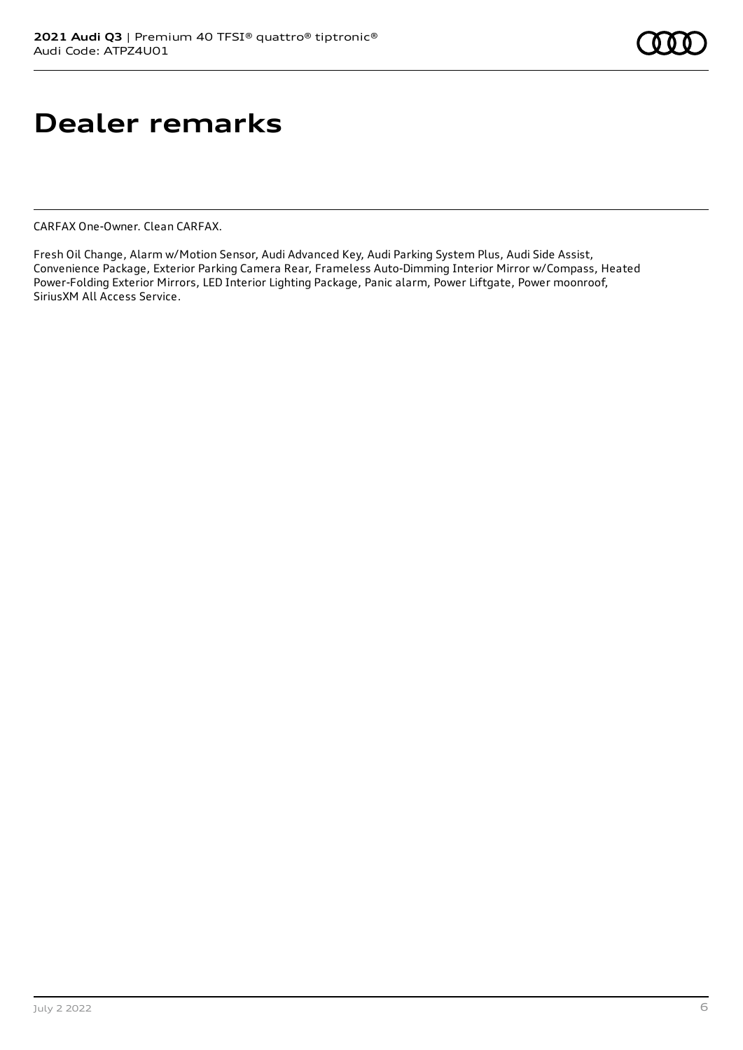# Dealer remarks

CARFAX One-Owner. Clean CARFAX.

Fresh Oil Change, Alarm w/Motion Sensor, Audi Advanced Key, Audi Parking System Plus, Audi Side Assist, Convenience Package, Exterior Parking Camera Rear, Frameless Auto-Dimming Interior Mirror w/Compass, Heated Power-Folding Exterior Mirrors, LED Interior Lighting Package, Panic alarm, Power Liftgate, Power moonroof, SiriusXM All Access Service.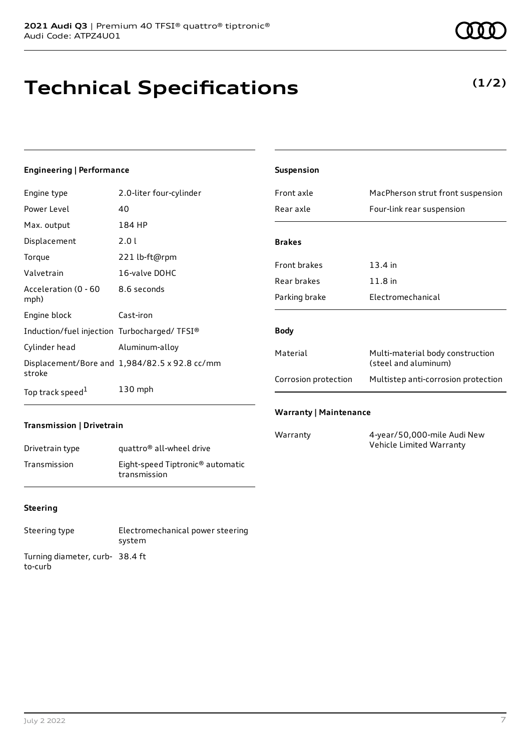# Technical Specifications

**(1/2)**

### Engineering | Performance

| | |
|---|---|
| Engine type | 2.0-liter four-cylinder |
| Power Level | 40 |
| Max. output | 184 HP |
| Displacement | 2.0 l |
| Torque | 221 lb-ft@rpm |
| Valvetrain | 16-valve DOHC |
| Acceleration (0 - 60 mph) | 8.6 seconds |
| Engine block | Cast-iron |
| Induction/fuel injection | Turbocharged/ TFSI® |
| Cylinder head | Aluminum-alloy |
| Displacement/Bore and stroke | 1,984/82.5 x 92.8 cc/mm |
| Top track speed[1] | 130 mph |

### Transmission | Drivetrain

| | |
|---|---|
| Drivetrain type | quattro® all-wheel drive |
| Transmission | Eight-speed Tiptronic® automatic transmission |

### Steering

| | |
|---|---|
| Steering type | Electromechanical power steering system |
| Turning diameter, curb-to-curb | 38.4 ft |

### Suspension

| | |
|---|---|
| Front axle | MacPherson strut front suspension |
| Rear axle | Four-link rear suspension |

### Brakes

| | |
|---|---|
| Front brakes | 13.4 in |
| Rear brakes | 11.8 in |
| Parking brake | Electromechanical |

### Body

| | |
|---|---|
| Material | Multi-material body construction (steel and aluminum) |
| Corrosion protection | Multistep anti-corrosion protection |

### Warranty | Maintenance

| | |
|---|---|
| Warranty | 4-year/50,000-mile Audi New Vehicle Limited Warranty |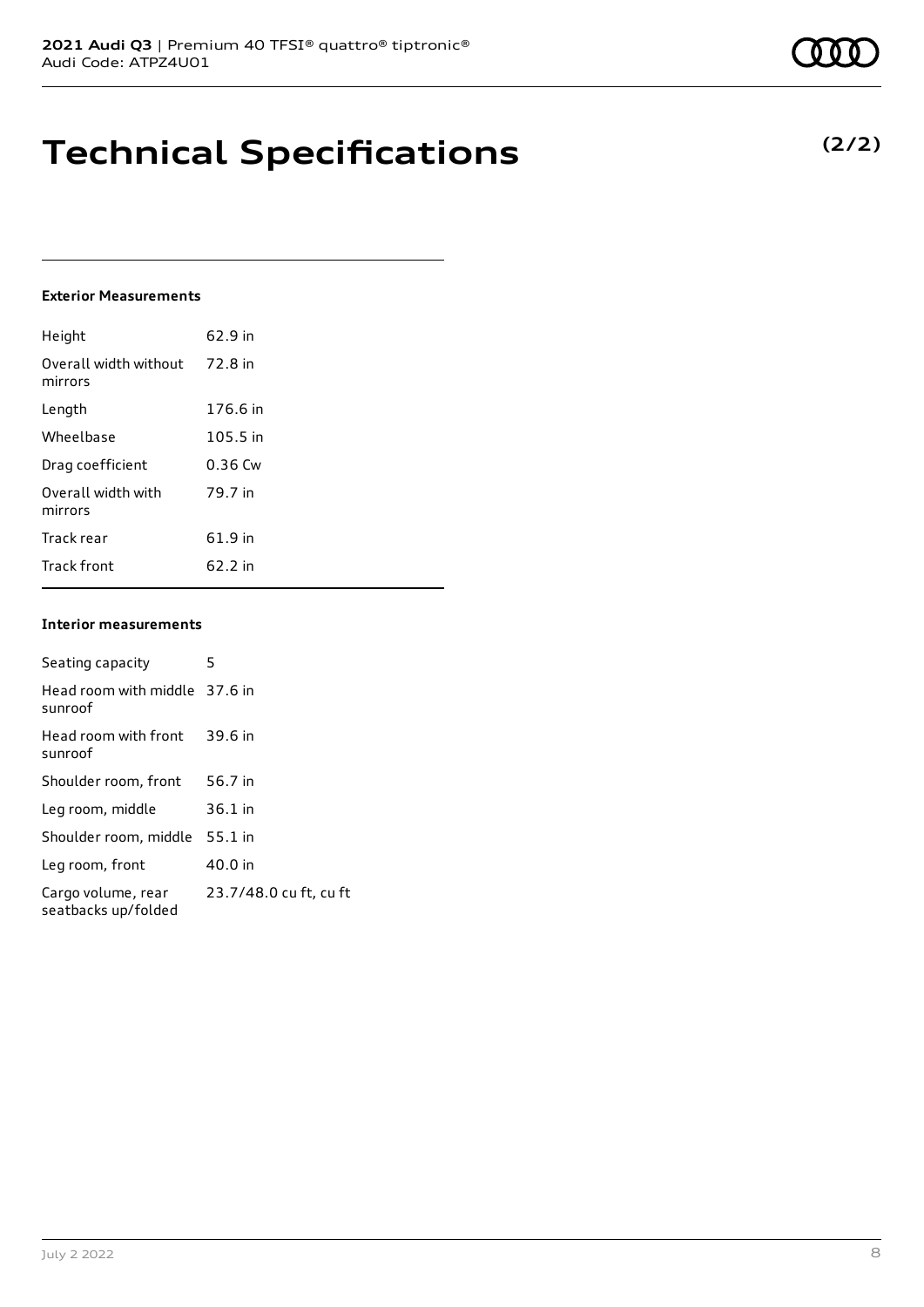# Technical Specifications

**(2/2)**

### Exterior Measurements

| | |
|---|---|
| Height | 62.9 in |
| Overall width without mirrors | 72.8 in |
| Length | 176.6 in |
| Wheelbase | 105.5 in |
| Drag coefficient | 0.36 Cw |
| Overall width with mirrors | 79.7 in |
| Track rear | 61.9 in |
| Track front | 62.2 in |

### Interior measurements

| | |
|---|---|
| Seating capacity | 5 |
| Head room with middle sunroof | 37.6 in |
| Head room with front sunroof | 39.6 in |
| Shoulder room, front | 56.7 in |
| Leg room, middle | 36.1 in |
| Shoulder room, middle | 55.1 in |
| Leg room, front | 40.0 in |
| Cargo volume, rear seatbacks up/folded | 23.7/48.0 cu ft, cu ft |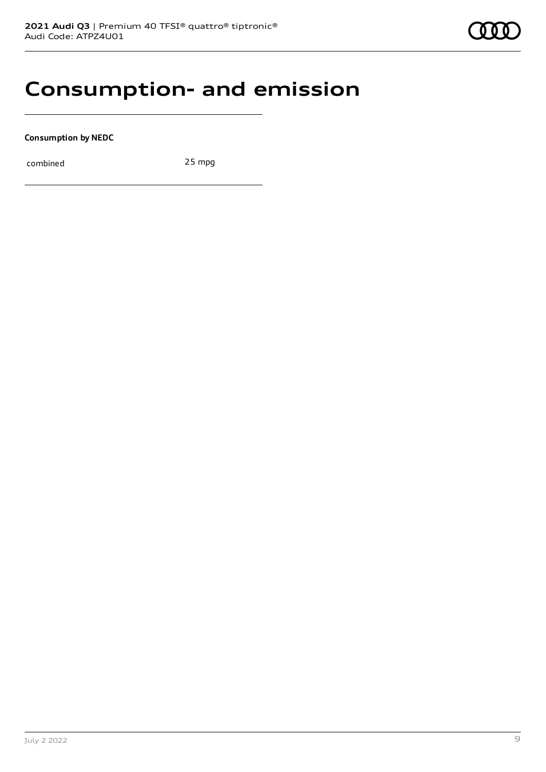# Consumption- and emission

**Consumption by NEDC**

| | |
|---|---|
| combined | 25 mpg |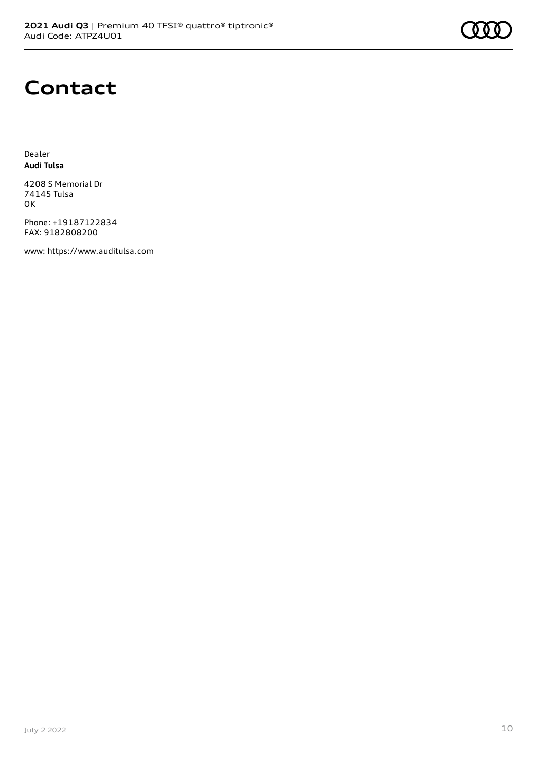# Contact

Dealer
**Audi Tulsa**

4208 S Memorial Dr
74145 Tulsa
OK

Phone: +19187122834
FAX: 9182808200

www: https://www.auditulsa.com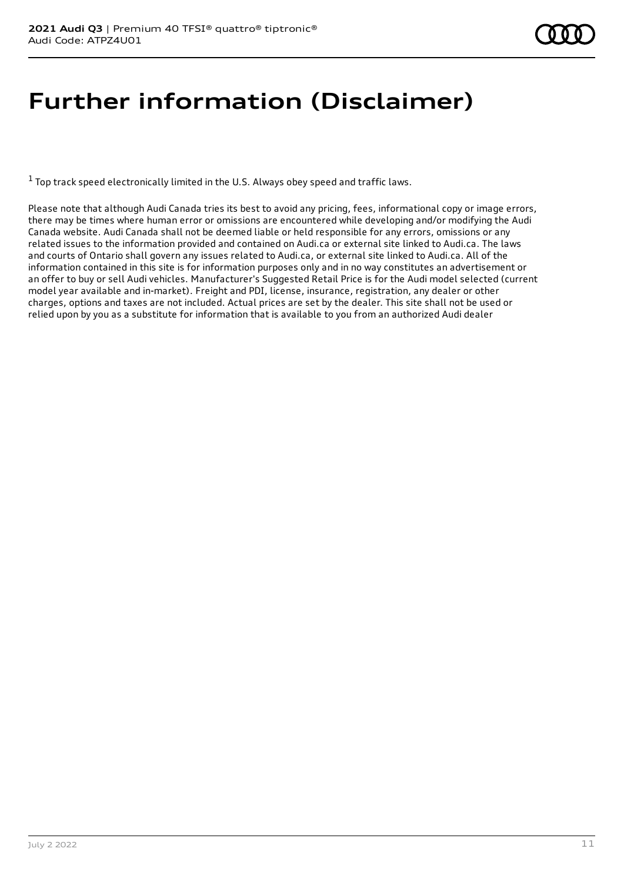# Further information (Disclaimer)

[1] Top track speed electronically limited in the U.S. Always obey speed and traffic laws.

Please note that although Audi Canada tries its best to avoid any pricing, fees, informational copy or image errors, there may be times where human error or omissions are encountered while developing and/or modifying the Audi Canada website. Audi Canada shall not be deemed liable or held responsible for any errors, omissions or any related issues to the information provided and contained on Audi.ca or external site linked to Audi.ca. The laws and courts of Ontario shall govern any issues related to Audi.ca, or external site linked to Audi.ca. All of the information contained in this site is for information purposes only and in no way constitutes an advertisement or an offer to buy or sell Audi vehicles. Manufacturer's Suggested Retail Price is for the Audi model selected (current model year available and in-market). Freight and PDI, license, insurance, registration, any dealer or other charges, options and taxes are not included. Actual prices are set by the dealer. This site shall not be used or relied upon by you as a substitute for information that is available to you from an authorized Audi dealer